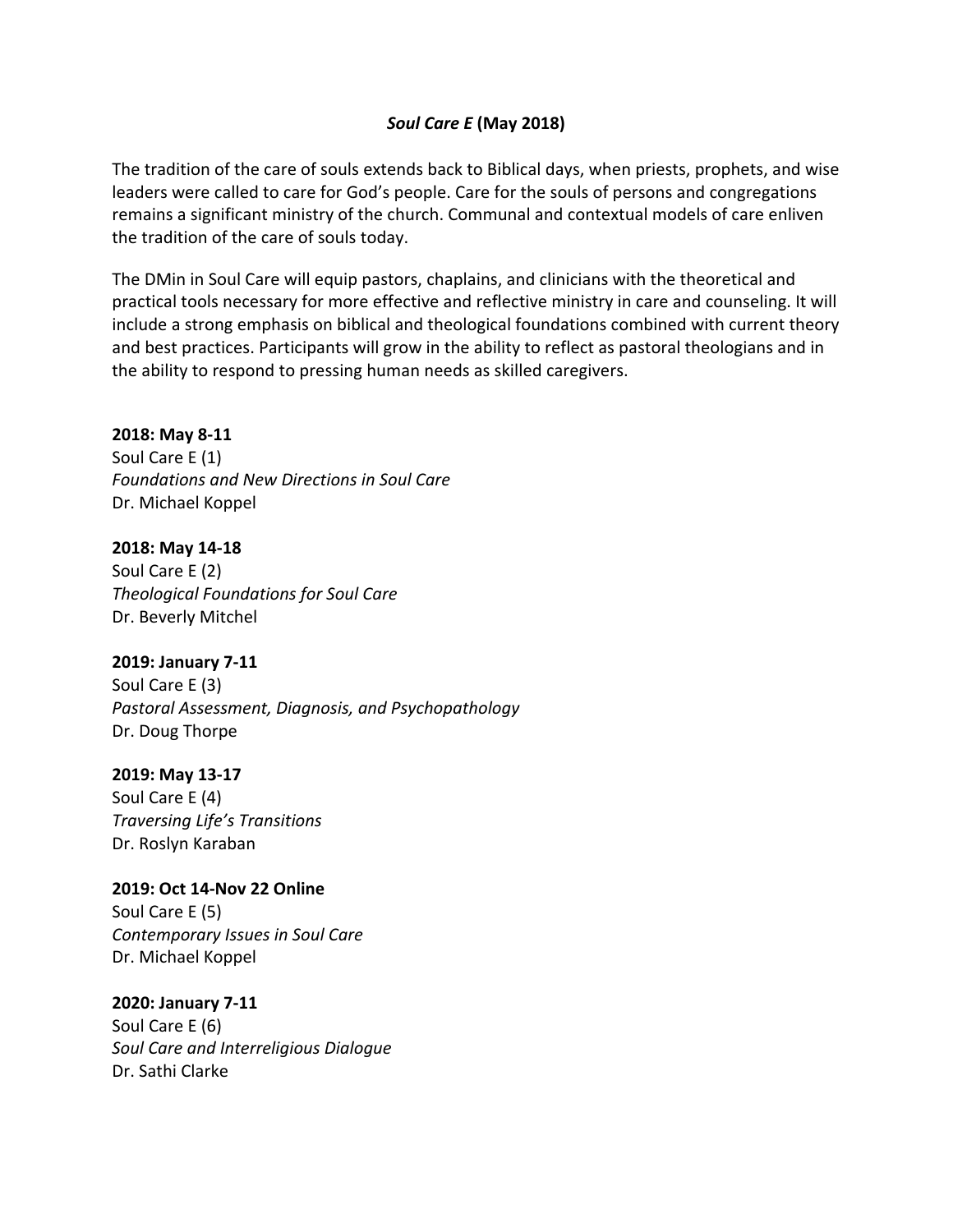# *Soul Care E* (May 2018)

The tradition of the care of souls extends back to Biblical days, when priests, prophets, and wise leaders were called to care for God's people. Care for the souls of persons and congregations remains a significant ministry of the church. Communal and contextual models of care enliven the tradition of the care of souls today.

The DMin in Soul Care will equip pastors, chaplains, and clinicians with the theoretical and practical tools necessary for more effective and reflective ministry in care and counseling. It will include a strong emphasis on biblical and theological foundations combined with current theory and best practices. Participants will grow in the ability to reflect as pastoral theologians and in the ability to respond to pressing human needs as skilled caregivers.

**2018: May 8-11**
Soul Care E (1)
*Foundations and New Directions in Soul Care*
Dr. Michael Koppel

**2018: May 14-18**
Soul Care E (2)
*Theological Foundations for Soul Care*
Dr. Beverly Mitchel

**2019: January 7-11**
Soul Care E (3)
*Pastoral Assessment, Diagnosis, and Psychopathology*
Dr. Doug Thorpe

**2019: May 13-17**
Soul Care E (4)
*Traversing Life's Transitions*
Dr. Roslyn Karaban

**2019: Oct 14-Nov 22 Online**
Soul Care E (5)
*Contemporary Issues in Soul Care*
Dr. Michael Koppel

**2020: January 7-11**
Soul Care E (6)
*Soul Care and Interreligious Dialogue*
Dr. Sathi Clarke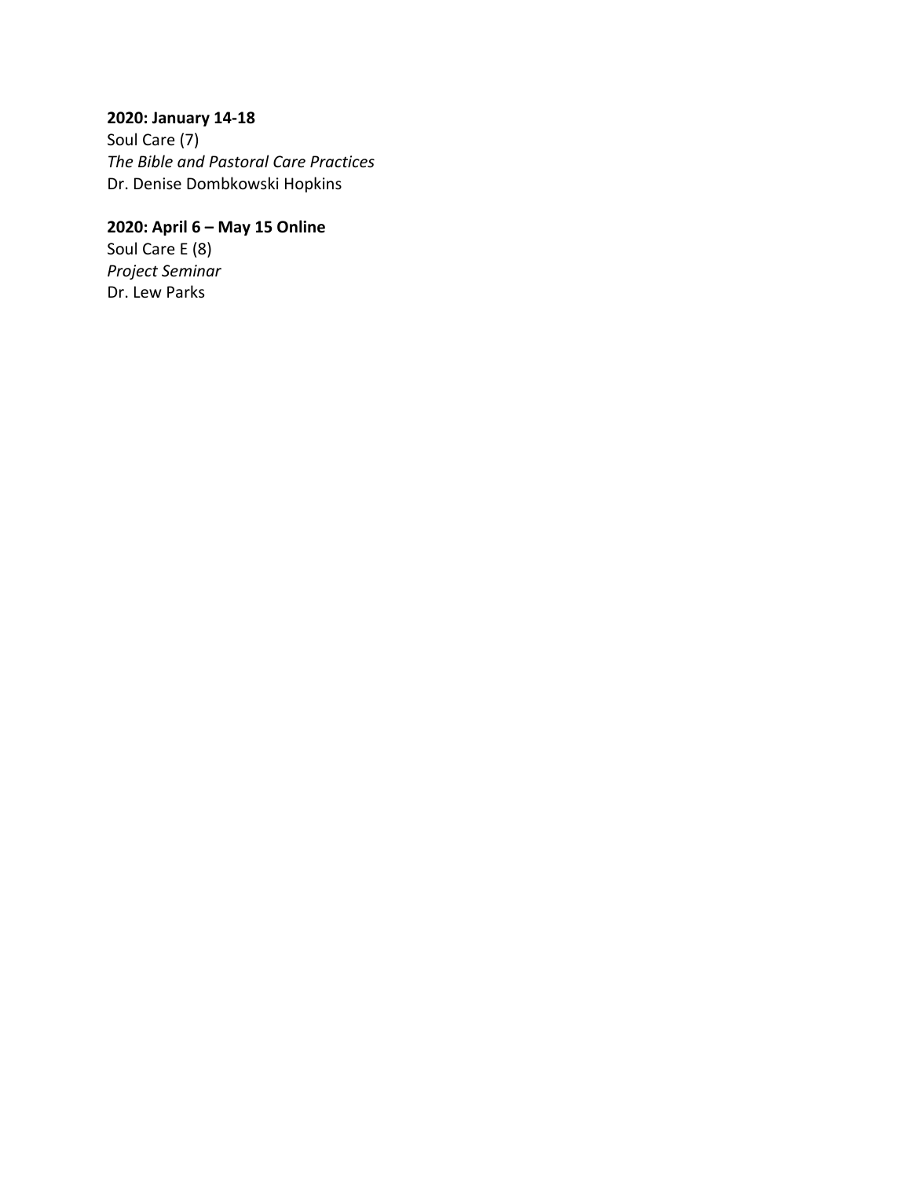**2020: January 14-18**
Soul Care (7)
*The Bible and Pastoral Care Practices*
Dr. Denise Dombkowski Hopkins

**2020: April 6 – May 15 Online**
Soul Care E (8)
*Project Seminar*
Dr. Lew Parks